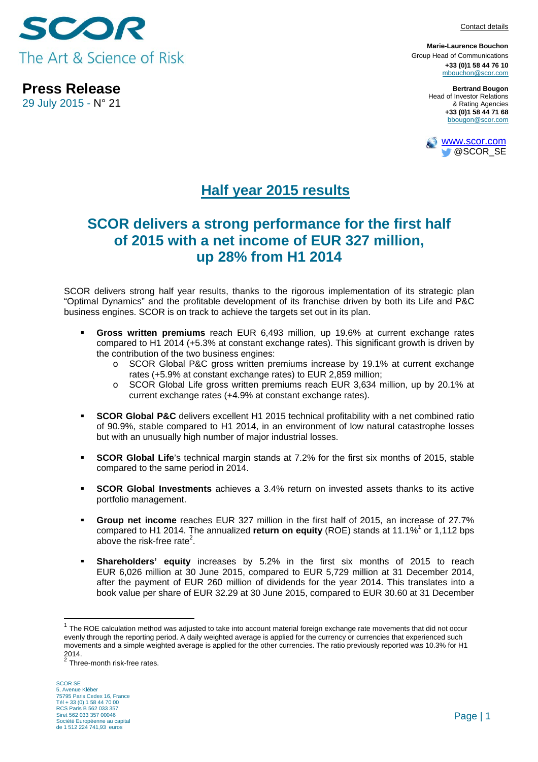SCOR
The Art & Science of Risk

**Press Release**
29 July 2015 - N° 21

Contact details

**Marie-Laurence Bouchon**
Group Head of Communications
**+33 (0)1 58 44 76 10**
mbouchon@scor.com

**Bertrand Bougon**
Head of Investor Relations
& Rating Agencies
**+33 (0)1 58 44 71 68**
bbougon@scor.com

www.scor.com
@SCOR_SE

# Half year 2015 results

## SCOR delivers a strong performance for the first half of 2015 with a net income of EUR 327 million, up 28% from H1 2014

SCOR delivers strong half year results, thanks to the rigorous implementation of its strategic plan "Optimal Dynamics" and the profitable development of its franchise driven by both its Life and P&C business engines. SCOR is on track to achieve the targets set out in its plan.

- **Gross written premiums** reach EUR 6,493 million, up 19.6% at current exchange rates compared to H1 2014 (+5.3% at constant exchange rates). This significant growth is driven by the contribution of the two business engines:
  - SCOR Global P&C gross written premiums increase by 19.1% at current exchange rates (+5.9% at constant exchange rates) to EUR 2,859 million;
  - SCOR Global Life gross written premiums reach EUR 3,634 million, up by 20.1% at current exchange rates (+4.9% at constant exchange rates).

- **SCOR Global P&C** delivers excellent H1 2015 technical profitability with a net combined ratio of 90.9%, stable compared to H1 2014, in an environment of low natural catastrophe losses but with an unusually high number of major industrial losses.

- **SCOR Global Life**'s technical margin stands at 7.2% for the first six months of 2015, stable compared to the same period in 2014.

- **SCOR Global Investments** achieves a 3.4% return on invested assets thanks to its active portfolio management.

- **Group net income** reaches EUR 327 million in the first half of 2015, an increase of 27.7% compared to H1 2014. The annualized **return on equity** (ROE) stands at 11.1%[1] or 1,112 bps above the risk-free rate[2].

- **Shareholders' equity** increases by 5.2% in the first six months of 2015 to reach EUR 6,026 million at 30 June 2015, compared to EUR 5,729 million at 31 December 2014, after the payment of EUR 260 million of dividends for the year 2014. This translates into a book value per share of EUR 32.29 at 30 June 2015, compared to EUR 30.60 at 31 December

[1] The ROE calculation method was adjusted to take into account material foreign exchange rate movements that did not occur evenly through the reporting period. A daily weighted average is applied for the currency or currencies that experienced such movements and a simple weighted average is applied for the other currencies. The ratio previously reported was 10.3% for H1 2014.

[2] Three-month risk-free rates.

SCOR SE
5, Avenue Kléber
75795 Paris Cedex 16, France
Tél + 33 (0) 1 58 44 70 00
RCS Paris B 562 033 357
Siret 562 033 357 00046
Société Européenne au capital
de 1 512 224 741,93 euros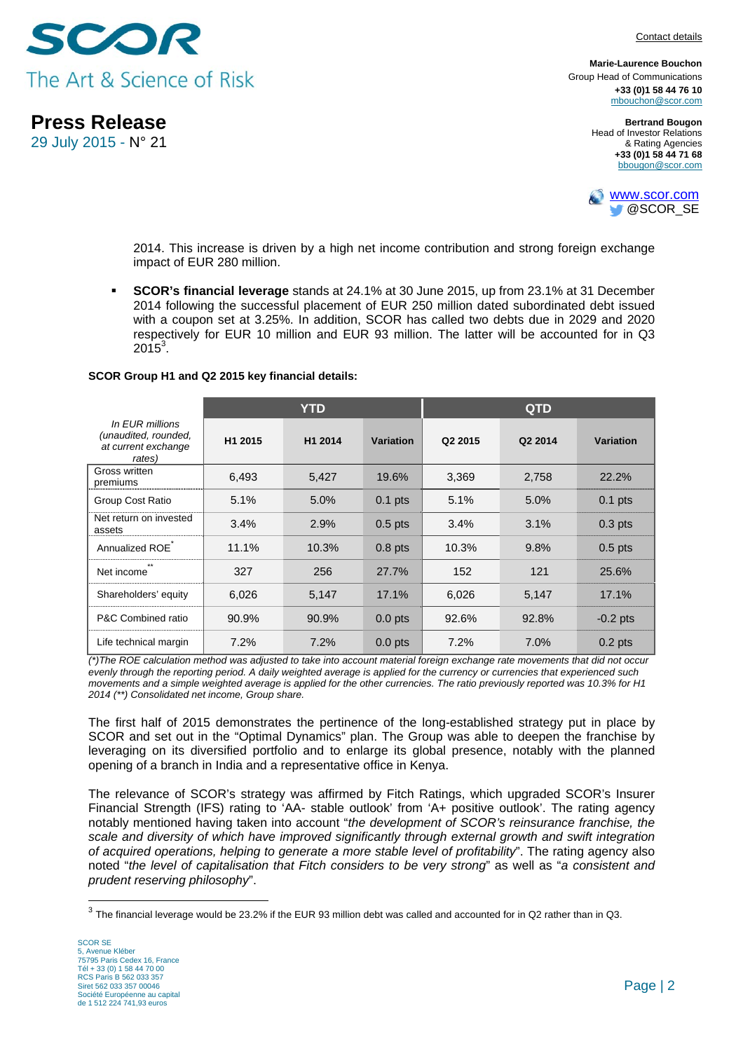2014. This increase is driven by a high net income contribution and strong foreign exchange impact of EUR 280 million.

- **SCOR's financial leverage** stands at 24.1% at 30 June 2015, up from 23.1% at 31 December 2014 following the successful placement of EUR 250 million dated subordinated debt issued with a coupon set at 3.25%. In addition, SCOR has called two debts due in 2029 and 2020 respectively for EUR 10 million and EUR 93 million. The latter will be accounted for in Q3 2015[3].

**SCOR Group H1 and Q2 2015 key financial details:**

| *In EUR millions (unaudited, rounded, at current exchange rates)* | YTD | | | QTD | | |
|---|---|---|---|---|---|---|
| | H1 2015 | H1 2014 | Variation | Q2 2015 | Q2 2014 | Variation |
| Gross written premiums | 6,493 | 5,427 | 19.6% | 3,369 | 2,758 | 22.2% |
| Group Cost Ratio | 5.1% | 5.0% | 0.1 pts | 5.1% | 5.0% | 0.1 pts |
| Net return on invested assets | 3.4% | 2.9% | 0.5 pts | 3.4% | 3.1% | 0.3 pts |
| Annualized ROE* | 11.1% | 10.3% | 0.8 pts | 10.3% | 9.8% | 0.5 pts |
| Net income** | 327 | 256 | 27.7% | 152 | 121 | 25.6% |
| Shareholders' equity | 6,026 | 5,147 | 17.1% | 6,026 | 5,147 | 17.1% |
| P&C Combined ratio | 90.9% | 90.9% | 0.0 pts | 92.6% | 92.8% | -0.2 pts |
| Life technical margin | 7.2% | 7.2% | 0.0 pts | 7.2% | 7.0% | 0.2 pts |

*(\*)The ROE calculation method was adjusted to take into account material foreign exchange rate movements that did not occur evenly through the reporting period. A daily weighted average is applied for the currency or currencies that experienced such movements and a simple weighted average is applied for the other currencies. The ratio previously reported was 10.3% for H1 2014 (\*\*) Consolidated net income, Group share.*

The first half of 2015 demonstrates the pertinence of the long-established strategy put in place by SCOR and set out in the "Optimal Dynamics" plan. The Group was able to deepen the franchise by leveraging on its diversified portfolio and to enlarge its global presence, notably with the planned opening of a branch in India and a representative office in Kenya.

The relevance of SCOR's strategy was affirmed by Fitch Ratings, which upgraded SCOR's Insurer Financial Strength (IFS) rating to 'AA- stable outlook' from 'A+ positive outlook'. The rating agency notably mentioned having taken into account "*the development of SCOR's reinsurance franchise, the scale and diversity of which have improved significantly through external growth and swift integration of acquired operations, helping to generate a more stable level of profitability*". The rating agency also noted "*the level of capitalisation that Fitch considers to be very strong*" as well as "*a consistent and prudent reserving philosophy*".

[3] The financial leverage would be 23.2% if the EUR 93 million debt was called and accounted for in Q2 rather than in Q3.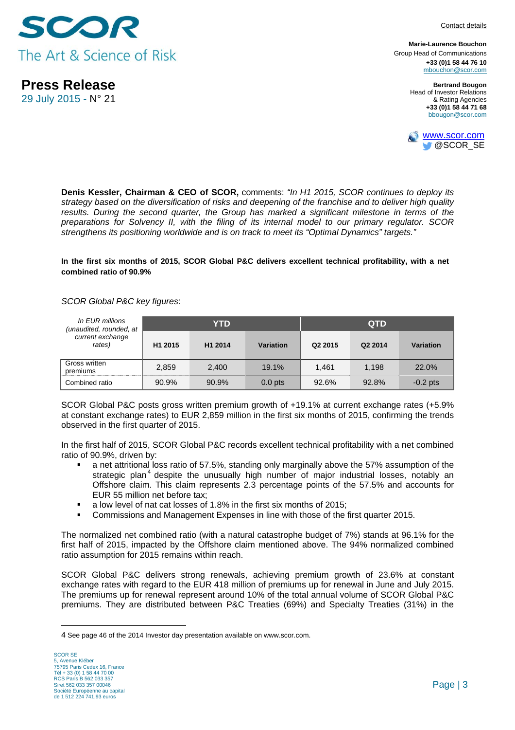Denis Kessler, Chairman & CEO of SCOR, comments: *"In H1 2015, SCOR continues to deploy its strategy based on the diversification of risks and deepening of the franchise and to deliver high quality results. During the second quarter, the Group has marked a significant milestone in terms of the preparations for Solvency II, with the filing of its internal model to our primary regulator. SCOR strengthens its positioning worldwide and is on track to meet its "Optimal Dynamics" targets."*

**In the first six months of 2015, SCOR Global P&C delivers excellent technical profitability, with a net combined ratio of 90.9%**

*SCOR Global P&C key figures*:

| *In EUR millions (unaudited, rounded, at current exchange rates)* | YTD | | | QTD | | |
|---|---|---|---|---|---|---|
| | H1 2015 | H1 2014 | Variation | Q2 2015 | Q2 2014 | Variation |
| Gross written premiums | 2,859 | 2,400 | 19.1% | 1,461 | 1,198 | 22.0% |
| Combined ratio | 90.9% | 90.9% | 0.0 pts | 92.6% | 92.8% | -0.2 pts |

SCOR Global P&C posts gross written premium growth of +19.1% at current exchange rates (+5.9% at constant exchange rates) to EUR 2,859 million in the first six months of 2015, confirming the trends observed in the first quarter of 2015.

In the first half of 2015, SCOR Global P&C records excellent technical profitability with a net combined ratio of 90.9%, driven by:

- a net attritional loss ratio of 57.5%, standing only marginally above the 57% assumption of the strategic plan[4] despite the unusually high number of major industrial losses, notably an Offshore claim. This claim represents 2.3 percentage points of the 57.5% and accounts for EUR 55 million net before tax;
- a low level of nat cat losses of 1.8% in the first six months of 2015;
- Commissions and Management Expenses in line with those of the first quarter 2015.

The normalized net combined ratio (with a natural catastrophe budget of 7%) stands at 96.1% for the first half of 2015, impacted by the Offshore claim mentioned above. The 94% normalized combined ratio assumption for 2015 remains within reach.

SCOR Global P&C delivers strong renewals, achieving premium growth of 23.6% at constant exchange rates with regard to the EUR 418 million of premiums up for renewal in June and July 2015. The premiums up for renewal represent around 10% of the total annual volume of SCOR Global P&C premiums. They are distributed between P&C Treaties (69%) and Specialty Treaties (31%) in the

4 See page 46 of the 2014 Investor day presentation available on www.scor.com.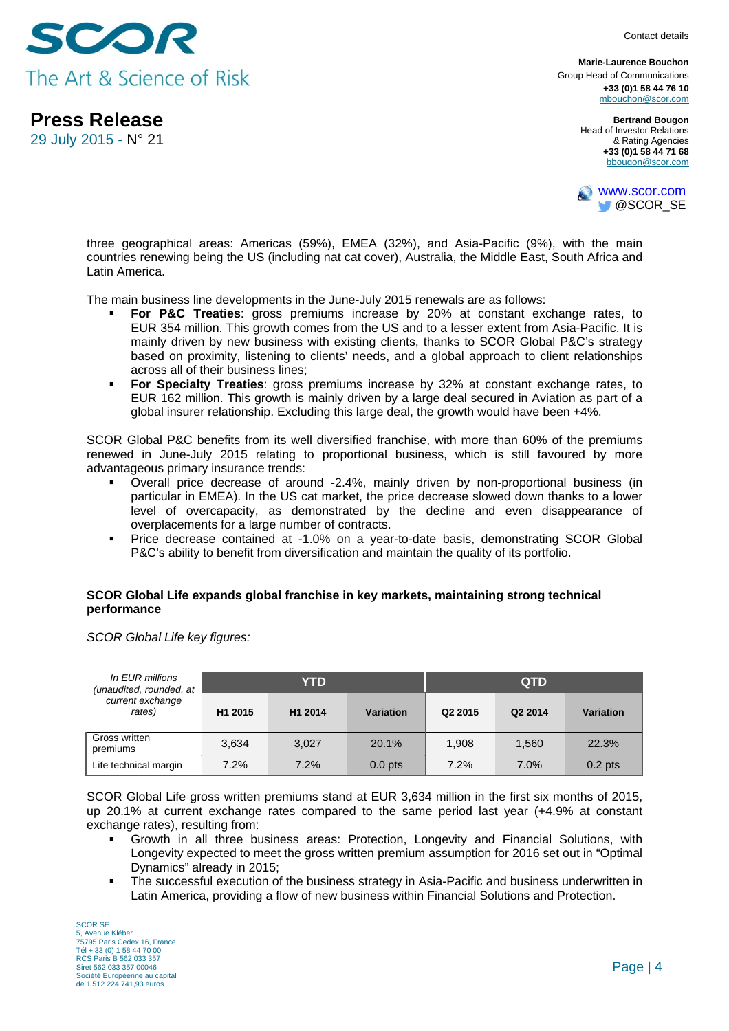three geographical areas: Americas (59%), EMEA (32%), and Asia-Pacific (9%), with the main countries renewing being the US (including nat cat cover), Australia, the Middle East, South Africa and Latin America.

The main business line developments in the June-July 2015 renewals are as follows:

- **For P&C Treaties**: gross premiums increase by 20% at constant exchange rates, to EUR 354 million. This growth comes from the US and to a lesser extent from Asia-Pacific. It is mainly driven by new business with existing clients, thanks to SCOR Global P&C's strategy based on proximity, listening to clients' needs, and a global approach to client relationships across all of their business lines;
- **For Specialty Treaties**: gross premiums increase by 32% at constant exchange rates, to EUR 162 million. This growth is mainly driven by a large deal secured in Aviation as part of a global insurer relationship. Excluding this large deal, the growth would have been +4%.

SCOR Global P&C benefits from its well diversified franchise, with more than 60% of the premiums renewed in June-July 2015 relating to proportional business, which is still favoured by more advantageous primary insurance trends:

- Overall price decrease of around -2.4%, mainly driven by non-proportional business (in particular in EMEA). In the US cat market, the price decrease slowed down thanks to a lower level of overcapacity, as demonstrated by the decline and even disappearance of overplacements for a large number of contracts.
- Price decrease contained at -1.0% on a year-to-date basis, demonstrating SCOR Global P&C's ability to benefit from diversification and maintain the quality of its portfolio.

**SCOR Global Life expands global franchise in key markets, maintaining strong technical performance**

*SCOR Global Life key figures:*

| *In EUR millions (unaudited, rounded, at current exchange rates)* | YTD | | | QTD | | |
|---|---|---|---|---|---|---|
| | H1 2015 | H1 2014 | Variation | Q2 2015 | Q2 2014 | Variation |
| Gross written premiums | 3,634 | 3,027 | 20.1% | 1,908 | 1,560 | 22.3% |
| Life technical margin | 7.2% | 7.2% | 0.0 pts | 7.2% | 7.0% | 0.2 pts |

SCOR Global Life gross written premiums stand at EUR 3,634 million in the first six months of 2015, up 20.1% at current exchange rates compared to the same period last year (+4.9% at constant exchange rates), resulting from:

- Growth in all three business areas: Protection, Longevity and Financial Solutions, with Longevity expected to meet the gross written premium assumption for 2016 set out in "Optimal Dynamics" already in 2015;
- The successful execution of the business strategy in Asia-Pacific and business underwritten in Latin America, providing a flow of new business within Financial Solutions and Protection.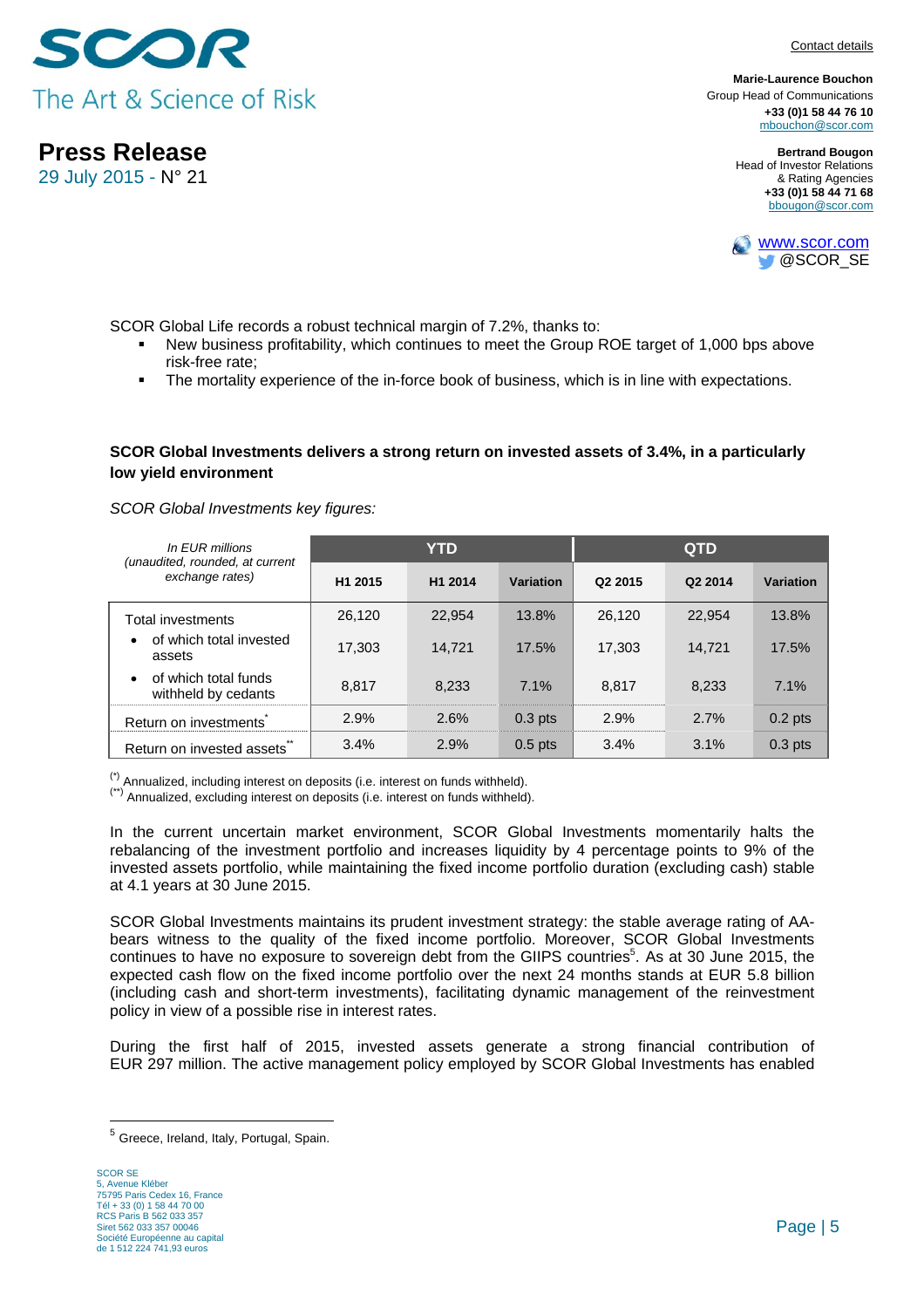SCOR Global Life records a robust technical margin of 7.2%, thanks to:

- New business profitability, which continues to meet the Group ROE target of 1,000 bps above risk-free rate;
- The mortality experience of the in-force book of business, which is in line with expectations.

**SCOR Global Investments delivers a strong return on invested assets of 3.4%, in a particularly low yield environment**

*SCOR Global Investments key figures:*

| *In EUR millions (unaudited, rounded, at current exchange rates)* | YTD | | | QTD | | |
|---|---|---|---|---|---|---|
| | H1 2015 | H1 2014 | Variation | Q2 2015 | Q2 2014 | Variation |
| Total investments | 26,120 | 22,954 | 13.8% | 26,120 | 22,954 | 13.8% |
| • of which total invested assets | 17,303 | 14,721 | 17.5% | 17,303 | 14,721 | 17.5% |
| • of which total funds withheld by cedants | 8,817 | 8,233 | 7.1% | 8,817 | 8,233 | 7.1% |
| Return on investments* | 2.9% | 2.6% | 0.3 pts | 2.9% | 2.7% | 0.2 pts |
| Return on invested assets** | 3.4% | 2.9% | 0.5 pts | 3.4% | 3.1% | 0.3 pts |

(*) Annualized, including interest on deposits (i.e. interest on funds withheld).
(**) Annualized, excluding interest on deposits (i.e. interest on funds withheld).

In the current uncertain market environment, SCOR Global Investments momentarily halts the rebalancing of the investment portfolio and increases liquidity by 4 percentage points to 9% of the invested assets portfolio, while maintaining the fixed income portfolio duration (excluding cash) stable at 4.1 years at 30 June 2015.

SCOR Global Investments maintains its prudent investment strategy: the stable average rating of AA-bears witness to the quality of the fixed income portfolio. Moreover, SCOR Global Investments continues to have no exposure to sovereign debt from the GIIPS countries[5]. As at 30 June 2015, the expected cash flow on the fixed income portfolio over the next 24 months stands at EUR 5.8 billion (including cash and short-term investments), facilitating dynamic management of the reinvestment policy in view of a possible rise in interest rates.

During the first half of 2015, invested assets generate a strong financial contribution of EUR 297 million. The active management policy employed by SCOR Global Investments has enabled

[5] Greece, Ireland, Italy, Portugal, Spain.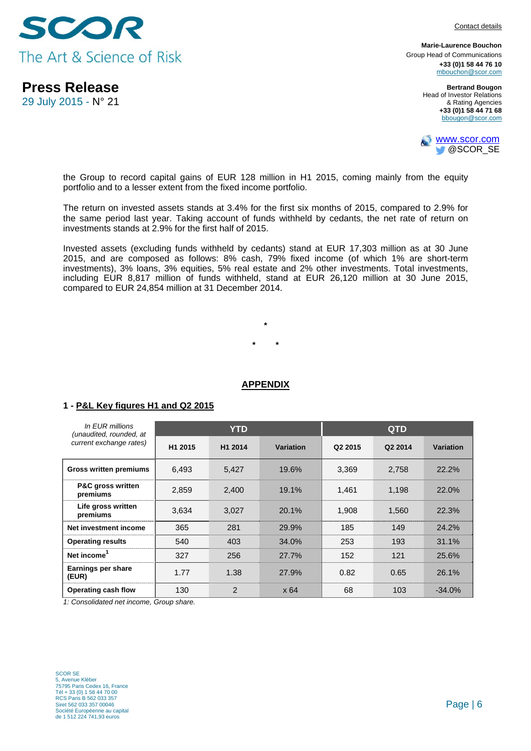the Group to record capital gains of EUR 128 million in H1 2015, coming mainly from the equity portfolio and to a lesser extent from the fixed income portfolio.

The return on invested assets stands at 3.4% for the first six months of 2015, compared to 2.9% for the same period last year. Taking account of funds withheld by cedants, the net rate of return on investments stands at 2.9% for the first half of 2015.

Invested assets (excluding funds withheld by cedants) stand at EUR 17,303 million as at 30 June 2015, and are composed as follows: 8% cash, 79% fixed income (of which 1% are short-term investments), 3% loans, 3% equities, 5% real estate and 2% other investments. Total investments, including EUR 8,817 million of funds withheld, stand at EUR 26,120 million at 30 June 2015, compared to EUR 24,854 million at 31 December 2014.

\*

\*     \*

## APPENDIX

### 1 - P&L Key figures H1 and Q2 2015

| *In EUR millions (unaudited, rounded, at current exchange rates)* | YTD | | | QTD | | |
|---|---|---|---|---|---|---|
| | H1 2015 | H1 2014 | Variation | Q2 2015 | Q2 2014 | Variation |
| **Gross written premiums** | 6,493 | 5,427 | 19.6% | 3,369 | 2,758 | 22.2% |
| **P&C gross written premiums** | 2,859 | 2,400 | 19.1% | 1,461 | 1,198 | 22.0% |
| **Life gross written premiums** | 3,634 | 3,027 | 20.1% | 1,908 | 1,560 | 22.3% |
| **Net investment income** | 365 | 281 | 29.9% | 185 | 149 | 24.2% |
| **Operating results** | 540 | 403 | 34.0% | 253 | 193 | 31.1% |
| **Net income**[1] | 327 | 256 | 27.7% | 152 | 121 | 25.6% |
| **Earnings per share (EUR)** | 1.77 | 1.38 | 27.9% | 0.82 | 0.65 | 26.1% |
| **Operating cash flow** | 130 | 2 | x 64 | 68 | 103 | -34.0% |

*1: Consolidated net income, Group share.*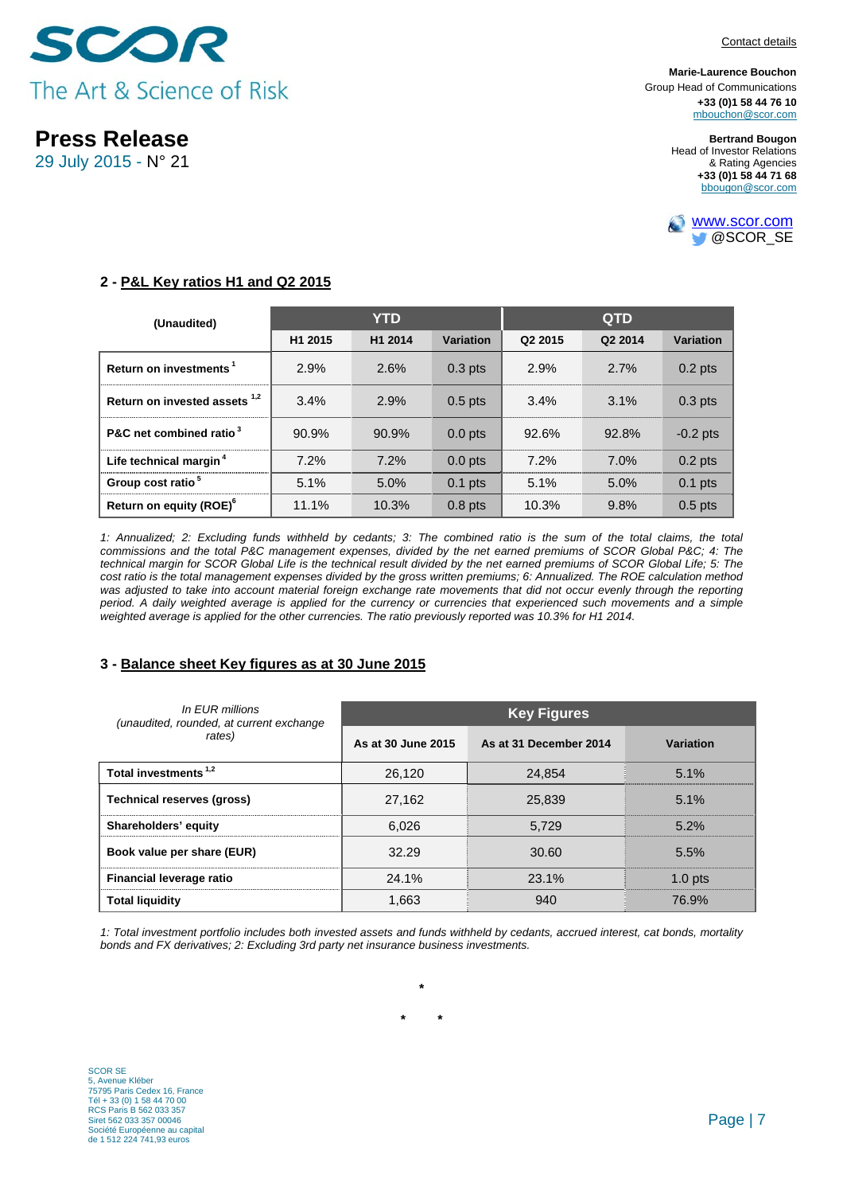## 2 - P&L Key ratios H1 and Q2 2015

| (Unaudited) | YTD | | | QTD | | |
|---|---|---|---|---|---|---|
| | H1 2015 | H1 2014 | Variation | Q2 2015 | Q2 2014 | Variation |
| Return on investments [1] | 2.9% | 2.6% | 0.3 pts | 2.9% | 2.7% | 0.2 pts |
| Return on invested assets [1,2] | 3.4% | 2.9% | 0.5 pts | 3.4% | 3.1% | 0.3 pts |
| P&C net combined ratio [3] | 90.9% | 90.9% | 0.0 pts | 92.6% | 92.8% | -0.2 pts |
| Life technical margin [4] | 7.2% | 7.2% | 0.0 pts | 7.2% | 7.0% | 0.2 pts |
| Group cost ratio [5] | 5.1% | 5.0% | 0.1 pts | 5.1% | 5.0% | 0.1 pts |
| Return on equity (ROE)[6] | 11.1% | 10.3% | 0.8 pts | 10.3% | 9.8% | 0.5 pts |

*1: Annualized; 2: Excluding funds withheld by cedants; 3: The combined ratio is the sum of the total claims, the total commissions and the total P&C management expenses, divided by the net earned premiums of SCOR Global P&C; 4: The technical margin for SCOR Global Life is the technical result divided by the net earned premiums of SCOR Global Life; 5: The cost ratio is the total management expenses divided by the gross written premiums; 6: Annualized. The ROE calculation method was adjusted to take into account material foreign exchange rate movements that did not occur evenly through the reporting period. A daily weighted average is applied for the currency or currencies that experienced such movements and a simple weighted average is applied for the other currencies. The ratio previously reported was 10.3% for H1 2014.*

## 3 - Balance sheet Key figures as at 30 June 2015

| *In EUR millions (unaudited, rounded, at current exchange rates)* | Key Figures | | |
|---|---|---|---|
| | As at 30 June 2015 | As at 31 December 2014 | Variation |
| Total investments [1,2] | 26,120 | 24,854 | 5.1% |
| Technical reserves (gross) | 27,162 | 25,839 | 5.1% |
| Shareholders' equity | 6,026 | 5,729 | 5.2% |
| Book value per share (EUR) | 32.29 | 30.60 | 5.5% |
| Financial leverage ratio | 24.1% | 23.1% | 1.0 pts |
| Total liquidity | 1,663 | 940 | 76.9% |

*1: Total investment portfolio includes both invested assets and funds withheld by cedants, accrued interest, cat bonds, mortality bonds and FX derivatives; 2: Excluding 3rd party net insurance business investments.*

*

\*   \*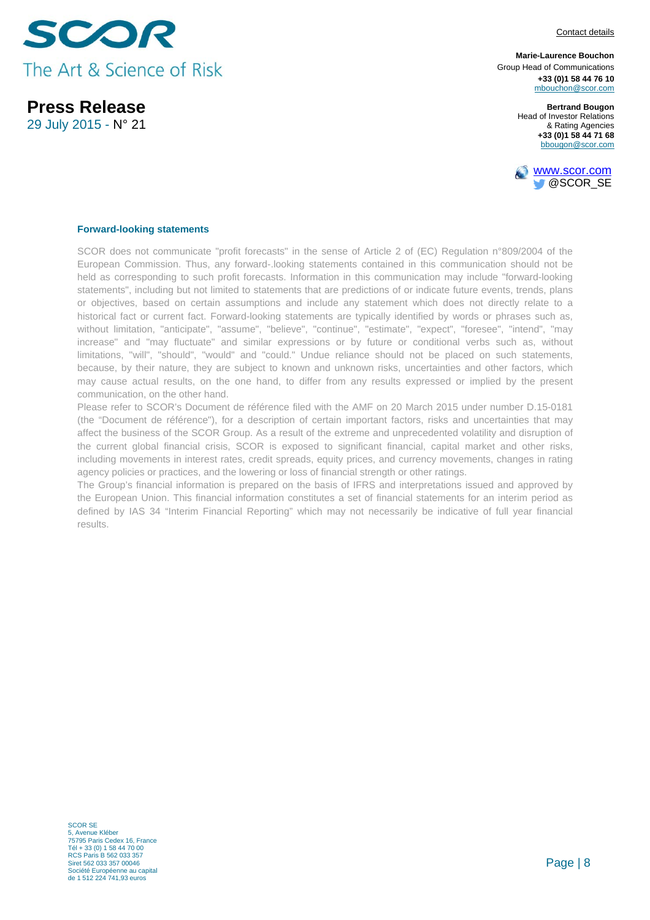**Forward-looking statements**

SCOR does not communicate "profit forecasts" in the sense of Article 2 of (EC) Regulation n°809/2004 of the European Commission. Thus, any forward-.looking statements contained in this communication should not be held as corresponding to such profit forecasts. Information in this communication may include "forward-looking statements", including but not limited to statements that are predictions of or indicate future events, trends, plans or objectives, based on certain assumptions and include any statement which does not directly relate to a historical fact or current fact. Forward-looking statements are typically identified by words or phrases such as, without limitation, "anticipate", "assume", "believe", "continue", "estimate", "expect", "foresee", "intend", "may increase" and "may fluctuate" and similar expressions or by future or conditional verbs such as, without limitations, "will", "should", "would" and "could." Undue reliance should not be placed on such statements, because, by their nature, they are subject to known and unknown risks, uncertainties and other factors, which may cause actual results, on the one hand, to differ from any results expressed or implied by the present communication, on the other hand.

Please refer to SCOR's Document de référence filed with the AMF on 20 March 2015 under number D.15-0181 (the "Document de référence"), for a description of certain important factors, risks and uncertainties that may affect the business of the SCOR Group. As a result of the extreme and unprecedented volatility and disruption of the current global financial crisis, SCOR is exposed to significant financial, capital market and other risks, including movements in interest rates, credit spreads, equity prices, and currency movements, changes in rating agency policies or practices, and the lowering or loss of financial strength or other ratings.

The Group's financial information is prepared on the basis of IFRS and interpretations issued and approved by the European Union. This financial information constitutes a set of financial statements for an interim period as defined by IAS 34 "Interim Financial Reporting" which may not necessarily be indicative of full year financial results.